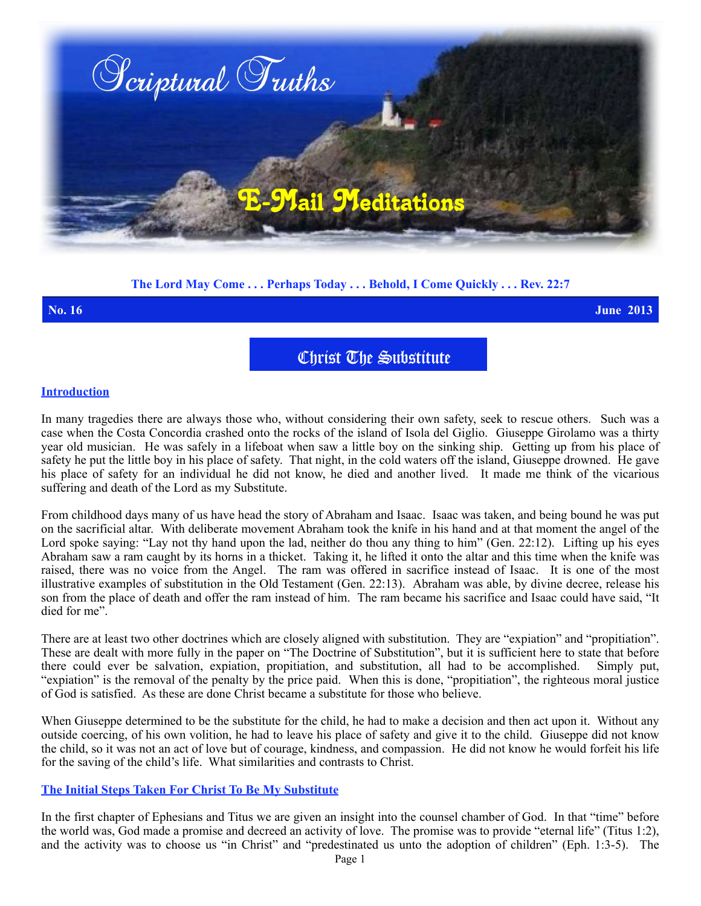# Scriptural Truths

## E-Mail Meditations

**The Lord May Come . . . Perhaps Today . . . Behold, I Come Quickly . . . Rev. 22:7**

**No. 16** **June 2013**

# Christ The Substitute

### Introduction

In many tragedies there are always those who, without considering their own safety, seek to rescue others. Such was a case when the Costa Concordia crashed onto the rocks of the island of Isola del Giglio. Giuseppe Girolamo was a thirty year old musician. He was safely in a lifeboat when saw a little boy on the sinking ship. Getting up from his place of safety he put the little boy in his place of safety. That night, in the cold waters off the island, Giuseppe drowned. He gave his place of safety for an individual he did not know, he died and another lived. It made me think of the vicarious suffering and death of the Lord as my Substitute.

From childhood days many of us have head the story of Abraham and Isaac. Isaac was taken, and being bound he was put on the sacrificial altar. With deliberate movement Abraham took the knife in his hand and at that moment the angel of the Lord spoke saying: "Lay not thy hand upon the lad, neither do thou any thing to him" (Gen. 22:12). Lifting up his eyes Abraham saw a ram caught by its horns in a thicket. Taking it, he lifted it onto the altar and this time when the knife was raised, there was no voice from the Angel. The ram was offered in sacrifice instead of Isaac. It is one of the most illustrative examples of substitution in the Old Testament (Gen. 22:13). Abraham was able, by divine decree, release his son from the place of death and offer the ram instead of him. The ram became his sacrifice and Isaac could have said, "It died for me".

There are at least two other doctrines which are closely aligned with substitution. They are "expiation" and "propitiation". These are dealt with more fully in the paper on "The Doctrine of Substitution", but it is sufficient here to state that before there could ever be salvation, expiation, propitiation, and substitution, all had to be accomplished. Simply put, "expiation" is the removal of the penalty by the price paid. When this is done, "propitiation", the righteous moral justice of God is satisfied. As these are done Christ became a substitute for those who believe.

When Giuseppe determined to be the substitute for the child, he had to make a decision and then act upon it. Without any outside coercing, of his own volition, he had to leave his place of safety and give it to the child. Giuseppe did not know the child, so it was not an act of love but of courage, kindness, and compassion. He did not know he would forfeit his life for the saving of the child's life. What similarities and contrasts to Christ.

### The Initial Steps Taken For Christ To Be My Substitute

In the first chapter of Ephesians and Titus we are given an insight into the counsel chamber of God. In that "time" before the world was, God made a promise and decreed an activity of love. The promise was to provide "eternal life" (Titus 1:2), and the activity was to choose us "in Christ" and "predestinated us unto the adoption of children" (Eph. 1:3-5). The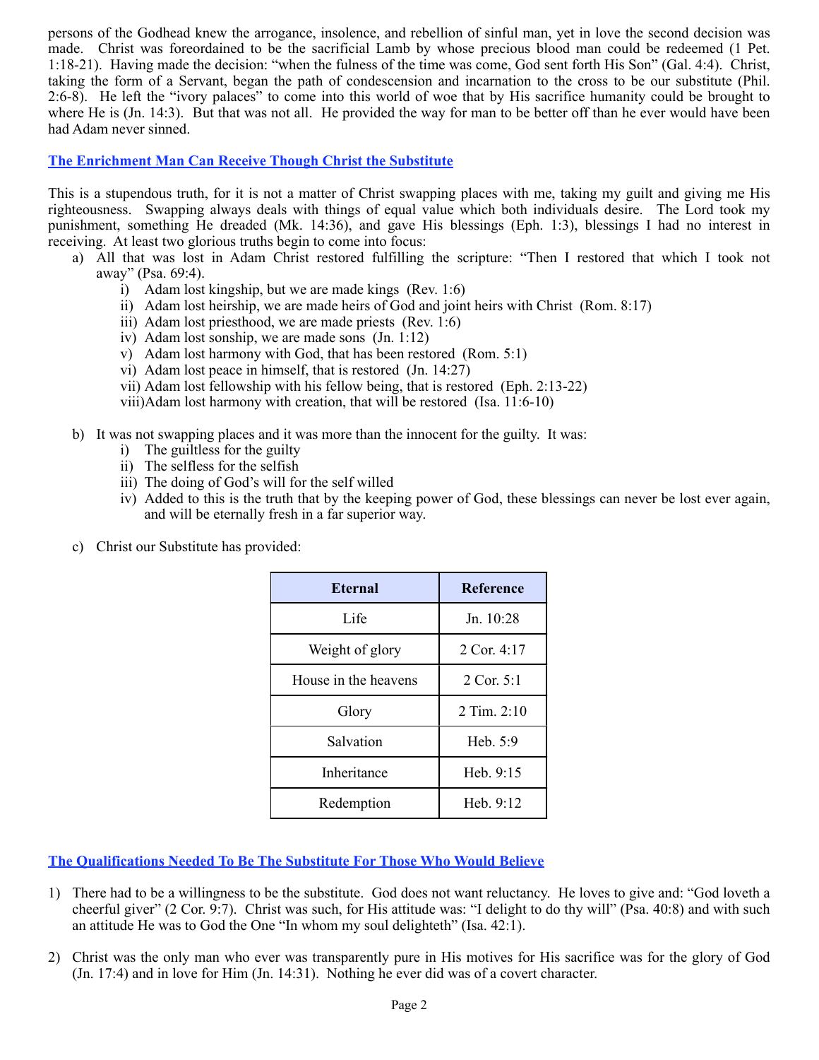persons of the Godhead knew the arrogance, insolence, and rebellion of sinful man, yet in love the second decision was made. Christ was foreordained to be the sacrificial Lamb by whose precious blood man could be redeemed (1 Pet. 1:18-21). Having made the decision: "when the fulness of the time was come, God sent forth His Son" (Gal. 4:4). Christ, taking the form of a Servant, began the path of condescension and incarnation to the cross to be our substitute (Phil. 2:6-8). He left the "ivory palaces" to come into this world of woe that by His sacrifice humanity could be brought to where He is (Jn. 14:3). But that was not all. He provided the way for man to be better off than he ever would have been had Adam never sinned.

## The Enrichment Man Can Receive Though Christ the Substitute

This is a stupendous truth, for it is not a matter of Christ swapping places with me, taking my guilt and giving me His righteousness. Swapping always deals with things of equal value which both individuals desire. The Lord took my punishment, something He dreaded (Mk. 14:36), and gave His blessings (Eph. 1:3), blessings I had no interest in receiving. At least two glorious truths begin to come into focus:

a) All that was lost in Adam Christ restored fulfilling the scripture: "Then I restored that which I took not away" (Psa. 69:4).
   i) Adam lost kingship, but we are made kings (Rev. 1:6)
   ii) Adam lost heirship, we are made heirs of God and joint heirs with Christ (Rom. 8:17)
   iii) Adam lost priesthood, we are made priests (Rev. 1:6)
   iv) Adam lost sonship, we are made sons (Jn. 1:12)
   v) Adam lost harmony with God, that has been restored (Rom. 5:1)
   vi) Adam lost peace in himself, that is restored (Jn. 14:27)
   vii) Adam lost fellowship with his fellow being, that is restored (Eph. 2:13-22)
   viii) Adam lost harmony with creation, that will be restored (Isa. 11:6-10)

b) It was not swapping places and it was more than the innocent for the guilty. It was:
   i) The guiltless for the guilty
   ii) The selfless for the selfish
   iii) The doing of God's will for the self willed
   iv) Added to this is the truth that by the keeping power of God, these blessings can never be lost ever again, and will be eternally fresh in a far superior way.

c) Christ our Substitute has provided:

| Eternal | Reference |
|---|---|
| Life | Jn. 10:28 |
| Weight of glory | 2 Cor. 4:17 |
| House in the heavens | 2 Cor. 5:1 |
| Glory | 2 Tim. 2:10 |
| Salvation | Heb. 5:9 |
| Inheritance | Heb. 9:15 |
| Redemption | Heb. 9:12 |

## The Qualifications Needed To Be The Substitute For Those Who Would Believe

1) There had to be a willingness to be the substitute. God does not want reluctancy. He loves to give and: "God loveth a cheerful giver" (2 Cor. 9:7). Christ was such, for His attitude was: "I delight to do thy will" (Psa. 40:8) and with such an attitude He was to God the One "In whom my soul delighteth" (Isa. 42:1).

2) Christ was the only man who ever was transparently pure in His motives for His sacrifice was for the glory of God (Jn. 17:4) and in love for Him (Jn. 14:31). Nothing he ever did was of a covert character.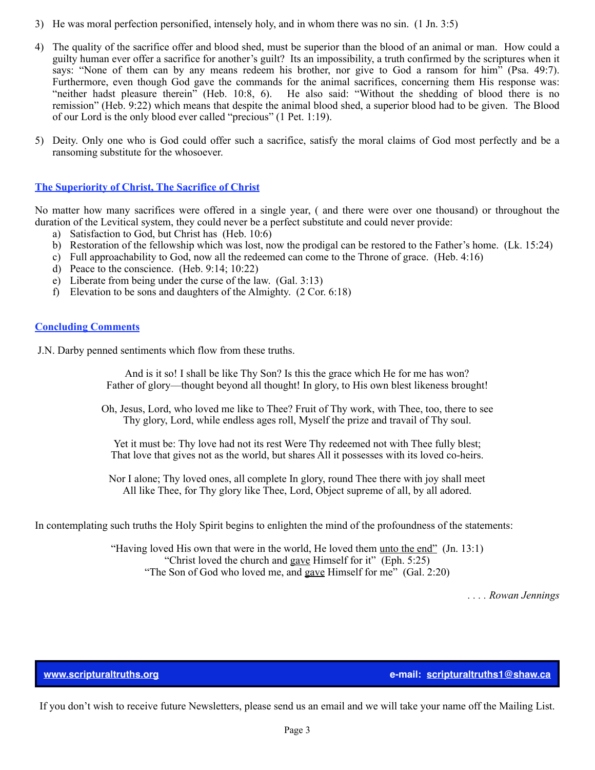3) He was moral perfection personified, intensely holy, and in whom there was no sin. (1 Jn. 3:5)

4) The quality of the sacrifice offer and blood shed, must be superior than the blood of an animal or man. How could a guilty human ever offer a sacrifice for another's guilt? Its an impossibility, a truth confirmed by the scriptures when it says: "None of them can by any means redeem his brother, nor give to God a ransom for him" (Psa. 49:7). Furthermore, even though God gave the commands for the animal sacrifices, concerning them His response was: "neither hadst pleasure therein" (Heb. 10:8, 6). He also said: "Without the shedding of blood there is no remission" (Heb. 9:22) which means that despite the animal blood shed, a superior blood had to be given. The Blood of our Lord is the only blood ever called "precious" (1 Pet. 1:19).

5) Deity. Only one who is God could offer such a sacrifice, satisfy the moral claims of God most perfectly and be a ransoming substitute for the whosoever.

## The Superiority of Christ, The Sacrifice of Christ

No matter how many sacrifices were offered in a single year, ( and there were over one thousand) or throughout the duration of the Levitical system, they could never be a perfect substitute and could never provide:

a) Satisfaction to God, but Christ has (Heb. 10:6)
b) Restoration of the fellowship which was lost, now the prodigal can be restored to the Father's home. (Lk. 15:24)
c) Full approachability to God, now all the redeemed can come to the Throne of grace. (Heb. 4:16)
d) Peace to the conscience. (Heb. 9:14; 10:22)
e) Liberate from being under the curse of the law. (Gal. 3:13)
f) Elevation to be sons and daughters of the Almighty. (2 Cor. 6:18)

## Concluding Comments

J.N. Darby penned sentiments which flow from these truths.

And is it so! I shall be like Thy Son? Is this the grace which He for me has won?
Father of glory—thought beyond all thought! In glory, to His own blest likeness brought!

Oh, Jesus, Lord, who loved me like to Thee? Fruit of Thy work, with Thee, too, there to see
Thy glory, Lord, while endless ages roll, Myself the prize and travail of Thy soul.

Yet it must be: Thy love had not its rest Were Thy redeemed not with Thee fully blest;
That love that gives not as the world, but shares All it possesses with its loved co-heirs.

Nor I alone; Thy loved ones, all complete In glory, round Thee there with joy shall meet
All like Thee, for Thy glory like Thee, Lord, Object supreme of all, by all adored.

In contemplating such truths the Holy Spirit begins to enlighten the mind of the profoundness of the statements:

"Having loved His own that were in the world, He loved them unto the end" (Jn. 13:1)
"Christ loved the church and gave Himself for it" (Eph. 5:25)
"The Son of God who loved me, and gave Himself for me" (Gal. 2:20)

*. . . . Rowan Jennings*

**www.scripturaltruths.org** **e-mail: scripturaltruths1@shaw.ca**

If you don't wish to receive future Newsletters, please send us an email and we will take your name off the Mailing List.